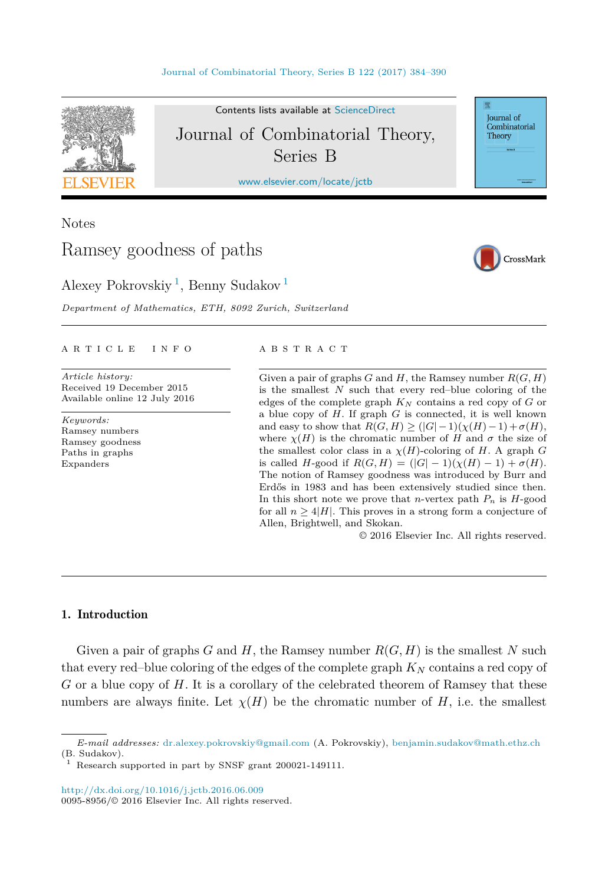Notes

# Ramsey goodness of paths

Alexey Pokrovskiy [1], Benny Sudakov [1]

*Department of Mathematics, ETH, 8092 Zurich, Switzerland*

---

A R T I C L E   I N F O

*Article history:*
Received 19 December 2015
Available online 12 July 2016

*Keywords:*
Ramsey numbers
Ramsey goodness
Paths in graphs
Expanders

A B S T R A C T

Given a pair of graphs $G$ and $H$, the Ramsey number $R(G, H)$ is the smallest $N$ such that every red–blue coloring of the edges of the complete graph $K_N$ contains a red copy of $G$ or a blue copy of $H$. If graph $G$ is connected, it is well known and easy to show that $R(G, H) \geq (|G| - 1)(\chi(H) - 1) + \sigma(H)$, where $\chi(H)$ is the chromatic number of $H$ and $\sigma$ the size of the smallest color class in a $\chi(H)$-coloring of $H$. A graph $G$ is called $H$-good if $R(G, H) = (|G| - 1)(\chi(H) - 1) + \sigma(H)$. The notion of Ramsey goodness was introduced by Burr and Erdős in 1983 and has been extensively studied since then. In this short note we prove that $n$-vertex path $P_n$ is $H$-good for all $n \geq 4|H|$. This proves in a strong form a conjecture of Allen, Brightwell, and Skokan.

© 2016 Elsevier Inc. All rights reserved.

---

## 1. Introduction

Given a pair of graphs $G$ and $H$, the Ramsey number $R(G, H)$ is the smallest $N$ such that every red–blue coloring of the edges of the complete graph $K_N$ contains a red copy of $G$ or a blue copy of $H$. It is a corollary of the celebrated theorem of Ramsey that these numbers are always finite. Let $\chi(H)$ be the chromatic number of $H$, i.e. the smallest

---

*E-mail addresses:* dr.alexey.pokrovskiy@gmail.com (A. Pokrovskiy), benjamin.sudakov@math.ethz.ch (B. Sudakov).

[1] Research supported in part by SNSF grant 200021-149111.

http://dx.doi.org/10.1016/j.jctb.2016.06.009
0095-8956/© 2016 Elsevier Inc. All rights reserved.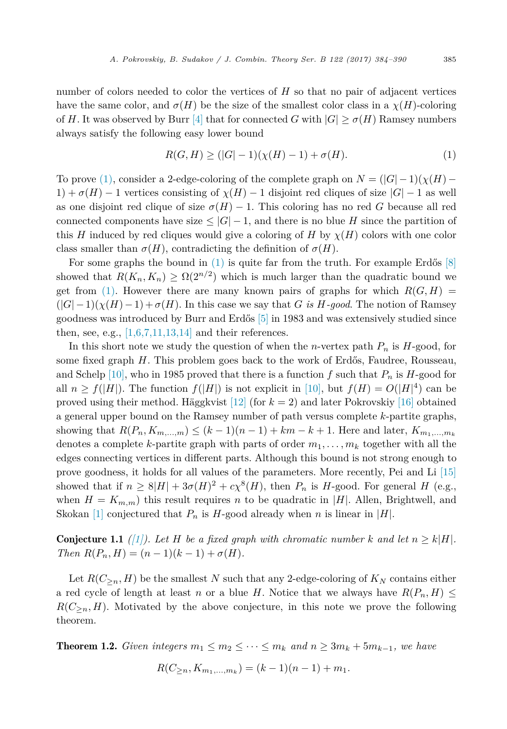number of colors needed to color the vertices of $H$ so that no pair of adjacent vertices have the same color, and $\sigma(H)$ be the size of the smallest color class in a $\chi(H)$-coloring of $H$. It was observed by Burr [4] that for connected $G$ with $|G| \geq \sigma(H)$ Ramsey numbers always satisfy the following easy lower bound

$$R(G, H) \geq (|G| - 1)(\chi(H) - 1) + \sigma(H). \tag{1}$$

To prove (1), consider a 2-edge-coloring of the complete graph on $N = (|G|-1)(\chi(H)-1) + \sigma(H) - 1$ vertices consisting of $\chi(H) - 1$ disjoint red cliques of size $|G| - 1$ as well as one disjoint red clique of size $\sigma(H) - 1$. This coloring has no red $G$ because all red connected components have size $\leq |G| - 1$, and there is no blue $H$ since the partition of this $H$ induced by red cliques would give a coloring of $H$ by $\chi(H)$ colors with one color class smaller than $\sigma(H)$, contradicting the definition of $\sigma(H)$.

For some graphs the bound in (1) is quite far from the truth. For example Erdős [8] showed that $R(K_n, K_n) \geq \Omega(2^{n/2})$ which is much larger than the quadratic bound we get from (1). However there are many known pairs of graphs for which $R(G, H) = (|G|-1)(\chi(H)-1) + \sigma(H)$. In this case we say that $G$ *is $H$-good*. The notion of Ramsey goodness was introduced by Burr and Erdős [5] in 1983 and was extensively studied since then, see, e.g., [1,6,7,11,13,14] and their references.

In this short note we study the question of when the $n$-vertex path $P_n$ is $H$-good, for some fixed graph $H$. This problem goes back to the work of Erdős, Faudree, Rousseau, and Schelp [10], who in 1985 proved that there is a function $f$ such that $P_n$ is $H$-good for all $n \geq f(|H|)$. The function $f(|H|)$ is not explicit in [10], but $f(H) = O(|H|^4)$ can be proved using their method. Häggkvist [12] (for $k = 2$) and later Pokrovskiy [16] obtained a general upper bound on the Ramsey number of path versus complete $k$-partite graphs, showing that $R(P_n, K_{m,\dots,m}) \leq (k-1)(n-1) + km - k + 1$. Here and later, $K_{m_1,\dots,m_k}$ denotes a complete $k$-partite graph with parts of order $m_1, \dots, m_k$ together with all the edges connecting vertices in different parts. Although this bound is not strong enough to prove goodness, it holds for all values of the parameters. More recently, Pei and Li [15] showed that if $n \geq 8|H| + 3\sigma(H)^2 + c\chi^8(H)$, then $P_n$ is $H$-good. For general $H$ (e.g., when $H = K_{m,m}$) this result requires $n$ to be quadratic in $|H|$. Allen, Brightwell, and Skokan [1] conjectured that $P_n$ is $H$-good already when $n$ is linear in $|H|$.

**Conjecture 1.1** *([1]). Let $H$ be a fixed graph with chromatic number $k$ and let $n \geq k|H|$. Then $R(P_n, H) = (n-1)(k-1) + \sigma(H)$.*

Let $R(C_{\geq n}, H)$ be the smallest $N$ such that any 2-edge-coloring of $K_N$ contains either a red cycle of length at least $n$ or a blue $H$. Notice that we always have $R(P_n, H) \leq R(C_{\geq n}, H)$. Motivated by the above conjecture, in this note we prove the following theorem.

**Theorem 1.2.** *Given integers $m_1 \leq m_2 \leq \cdots \leq m_k$ and $n \geq 3m_k + 5m_{k-1}$, we have*

$$R(C_{\geq n}, K_{m_1,\dots,m_k}) = (k-1)(n-1) + m_1.$$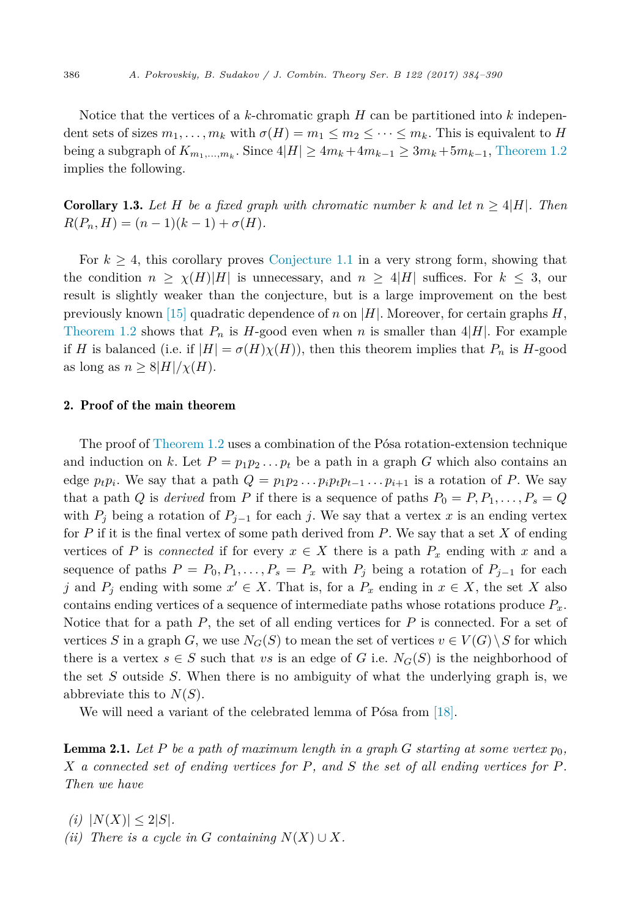Notice that the vertices of a $k$-chromatic graph $H$ can be partitioned into $k$ independent sets of sizes $m_1, \dots, m_k$ with $\sigma(H) = m_1 \le m_2 \le \cdots \le m_k$. This is equivalent to $H$ being a subgraph of $K_{m_1,\dots,m_k}$. Since $4|H| \ge 4m_k + 4m_{k-1} \ge 3m_k + 5m_{k-1}$, Theorem 1.2 implies the following.

**Corollary 1.3.** *Let $H$ be a fixed graph with chromatic number $k$ and let $n \ge 4|H|$. Then $R(P_n, H) = (n-1)(k-1) + \sigma(H)$.*

For $k \ge 4$, this corollary proves Conjecture 1.1 in a very strong form, showing that the condition $n \ge \chi(H)|H|$ is unnecessary, and $n \ge 4|H|$ suffices. For $k \le 3$, our result is slightly weaker than the conjecture, but is a large improvement on the best previously known [15] quadratic dependence of $n$ on $|H|$. Moreover, for certain graphs $H$, Theorem 1.2 shows that $P_n$ is $H$-good even when $n$ is smaller than $4|H|$. For example if $H$ is balanced (i.e. if $|H| = \sigma(H)\chi(H)$), then this theorem implies that $P_n$ is $H$-good as long as $n \ge 8|H|/\chi(H)$.

## 2. Proof of the main theorem

The proof of Theorem 1.2 uses a combination of the Pósa rotation-extension technique and induction on $k$. Let $P = p_1 p_2 \dots p_t$ be a path in a graph $G$ which also contains an edge $p_t p_i$. We say that a path $Q = p_1 p_2 \dots p_i p_t p_{t-1} \dots p_{i+1}$ is a rotation of $P$. We say that a path $Q$ is *derived* from $P$ if there is a sequence of paths $P_0 = P, P_1, \dots, P_s = Q$ with $P_j$ being a rotation of $P_{j-1}$ for each $j$. We say that a vertex $x$ is an ending vertex for $P$ if it is the final vertex of some path derived from $P$. We say that a set $X$ of ending vertices of $P$ is *connected* if for every $x \in X$ there is a path $P_x$ ending with $x$ and a sequence of paths $P = P_0, P_1, \dots, P_s = P_x$ with $P_j$ being a rotation of $P_{j-1}$ for each $j$ and $P_j$ ending with some $x' \in X$. That is, for a $P_x$ ending in $x \in X$, the set $X$ also contains ending vertices of a sequence of intermediate paths whose rotations produce $P_x$. Notice that for a path $P$, the set of all ending vertices for $P$ is connected. For a set of vertices $S$ in a graph $G$, we use $N_G(S)$ to mean the set of vertices $v \in V(G) \setminus S$ for which there is a vertex $s \in S$ such that $vs$ is an edge of $G$ i.e. $N_G(S)$ is the neighborhood of the set $S$ outside $S$. When there is no ambiguity of what the underlying graph is, we abbreviate this to $N(S)$.

We will need a variant of the celebrated lemma of Pósa from [18].

**Lemma 2.1.** *Let $P$ be a path of maximum length in a graph $G$ starting at some vertex $p_0$, $X$ a connected set of ending vertices for $P$, and $S$ the set of all ending vertices for $P$. Then we have*

*(i)* $|N(X)| \le 2|S|$.
*(ii)* *There is a cycle in $G$ containing $N(X) \cup X$.*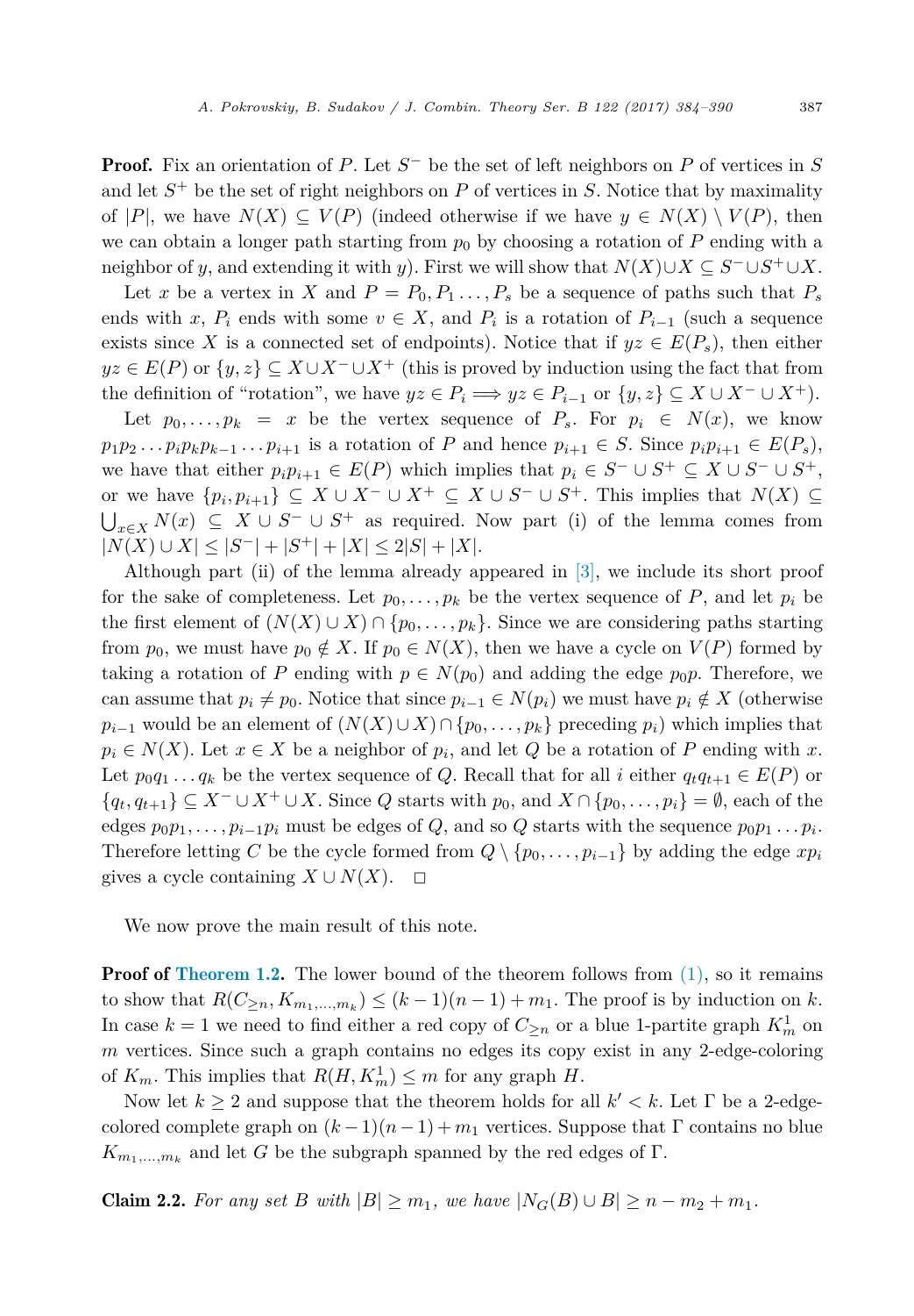**Proof.** Fix an orientation of $P$. Let $S^-$ be the set of left neighbors on $P$ of vertices in $S$ and let $S^+$ be the set of right neighbors on $P$ of vertices in $S$. Notice that by maximality of $|P|$, we have $N(X) \subseteq V(P)$ (indeed otherwise if we have $y \in N(X) \setminus V(P)$, then we can obtain a longer path starting from $p_0$ by choosing a rotation of $P$ ending with a neighbor of $y$, and extending it with $y$). First we will show that $N(X) \cup X \subseteq S^- \cup S^+ \cup X$.

Let $x$ be a vertex in $X$ and $P = P_0, P_1 \ldots, P_s$ be a sequence of paths such that $P_s$ ends with $x$, $P_i$ ends with some $v \in X$, and $P_i$ is a rotation of $P_{i-1}$ (such a sequence exists since $X$ is a connected set of endpoints). Notice that if $yz \in E(P_s)$, then either $yz \in E(P)$ or $\{y, z\} \subseteq X \cup X^- \cup X^+$ (this is proved by induction using the fact that from the definition of "rotation", we have $yz \in P_i \Longrightarrow yz \in P_{i-1}$ or $\{y, z\} \subseteq X \cup X^- \cup X^+$).

Let $p_0, \ldots, p_k = x$ be the vertex sequence of $P_s$. For $p_i \in N(x)$, we know $p_1 p_2 \ldots p_i p_k p_{k-1} \ldots p_{i+1}$ is a rotation of $P$ and hence $p_{i+1} \in S$. Since $p_i p_{i+1} \in E(P_s)$, we have that either $p_i p_{i+1} \in E(P)$ which implies that $p_i \in S^- \cup S^+ \subseteq X \cup S^- \cup S^+$, or we have $\{p_i, p_{i+1}\} \subseteq X \cup X^- \cup X^+ \subseteq X \cup S^- \cup S^+$. This implies that $N(X) \subseteq \bigcup_{x \in X} N(x) \subseteq X \cup S^- \cup S^+$ as required. Now part (i) of the lemma comes from $|N(X) \cup X| \leq |S^-| + |S^+| + |X| \leq 2|S| + |X|$.

Although part (ii) of the lemma already appeared in [3], we include its short proof for the sake of completeness. Let $p_0, \ldots, p_k$ be the vertex sequence of $P$, and let $p_i$ be the first element of $(N(X) \cup X) \cap \{p_0, \ldots, p_k\}$. Since we are considering paths starting from $p_0$, we must have $p_0 \notin X$. If $p_0 \in N(X)$, then we have a cycle on $V(P)$ formed by taking a rotation of $P$ ending with $p \in N(p_0)$ and adding the edge $p_0 p$. Therefore, we can assume that $p_i \neq p_0$. Notice that since $p_{i-1} \in N(p_i)$ we must have $p_i \notin X$ (otherwise $p_{i-1}$ would be an element of $(N(X) \cup X) \cap \{p_0, \ldots, p_k\}$ preceding $p_i$) which implies that $p_i \in N(X)$. Let $x \in X$ be a neighbor of $p_i$, and let $Q$ be a rotation of $P$ ending with $x$. Let $p_0 q_1 \ldots q_k$ be the vertex sequence of $Q$. Recall that for all $i$ either $q_t q_{t+1} \in E(P)$ or $\{q_t, q_{t+1}\} \subseteq X^- \cup X^+ \cup X$. Since $Q$ starts with $p_0$, and $X \cap \{p_0, \ldots, p_i\} = \emptyset$, each of the edges $p_0 p_1, \ldots, p_{i-1} p_i$ must be edges of $Q$, and so $Q$ starts with the sequence $p_0 p_1 \ldots p_i$. Therefore letting $C$ be the cycle formed from $Q \setminus \{p_0, \ldots, p_{i-1}\}$ by adding the edge $x p_i$ gives a cycle containing $X \cup N(X)$. $\square$

We now prove the main result of this note.

**Proof of Theorem 1.2.** The lower bound of the theorem follows from (1), so it remains to show that $R(C_{\geq n}, K_{m_1, \ldots, m_k}) \leq (k-1)(n-1) + m_1$. The proof is by induction on $k$. In case $k = 1$ we need to find either a red copy of $C_{\geq n}$ or a blue 1-partite graph $K^1_m$ on $m$ vertices. Since such a graph contains no edges its copy exist in any 2-edge-coloring of $K_m$. This implies that $R(H, K^1_m) \leq m$ for any graph $H$.

Now let $k \geq 2$ and suppose that the theorem holds for all $k' < k$. Let $\Gamma$ be a 2-edge-colored complete graph on $(k-1)(n-1) + m_1$ vertices. Suppose that $\Gamma$ contains no blue $K_{m_1, \ldots, m_k}$ and let $G$ be the subgraph spanned by the red edges of $\Gamma$.

**Claim 2.2.** *For any set $B$ with $|B| \geq m_1$, we have $|N_G(B) \cup B| \geq n - m_2 + m_1$.*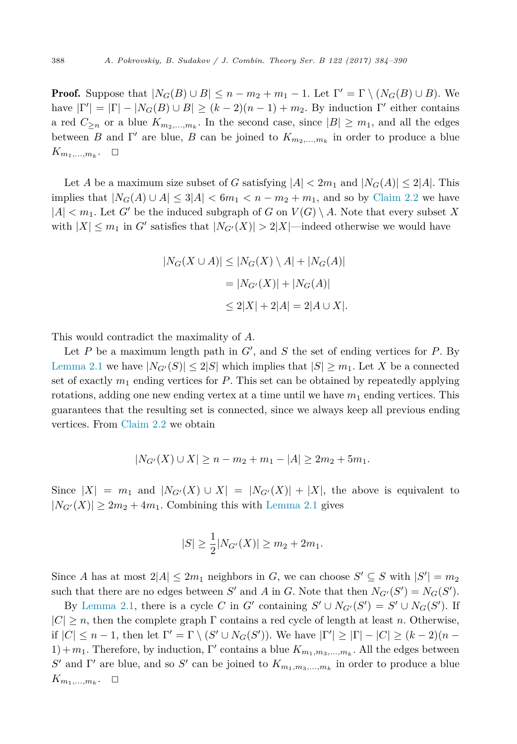**Proof.** Suppose that $|N_G(B) \cup B| \leq n - m_2 + m_1 - 1$. Let $\Gamma' = \Gamma \setminus (N_G(B) \cup B)$. We have $|\Gamma'| = |\Gamma| - |N_G(B) \cup B| \geq (k-2)(n-1) + m_2$. By induction $\Gamma'$ either contains a red $C_{\geq n}$ or a blue $K_{m_2,\ldots,m_k}$. In the second case, since $|B| \geq m_1$, and all the edges between $B$ and $\Gamma'$ are blue, $B$ can be joined to $K_{m_2,\ldots,m_k}$ in order to produce a blue $K_{m_1,\ldots,m_k}$. $\square$

Let $A$ be a maximum size subset of $G$ satisfying $|A| < 2m_1$ and $|N_G(A)| \leq 2|A|$. This implies that $|N_G(A) \cup A| \leq 3|A| < 6m_1 < n - m_2 + m_1$, and so by Claim 2.2 we have $|A| < m_1$. Let $G'$ be the induced subgraph of $G$ on $V(G) \setminus A$. Note that every subset $X$ with $|X| \leq m_1$ in $G'$ satisfies that $|N_{G'}(X)| > 2|X|$—indeed otherwise we would have

$$
\begin{aligned}
|N_G(X \cup A)| &\leq |N_G(X) \setminus A| + |N_G(A)| \\
&= |N_{G'}(X)| + |N_G(A)| \\
&\leq 2|X| + 2|A| = 2|A \cup X|.
\end{aligned}
$$

This would contradict the maximality of $A$.

Let $P$ be a maximum length path in $G'$, and $S$ the set of ending vertices for $P$. By Lemma 2.1 we have $|N_{G'}(S)| \leq 2|S|$ which implies that $|S| \geq m_1$. Let $X$ be a connected set of exactly $m_1$ ending vertices for $P$. This set can be obtained by repeatedly applying rotations, adding one new ending vertex at a time until we have $m_1$ ending vertices. This guarantees that the resulting set is connected, since we always keep all previous ending vertices. From Claim 2.2 we obtain

$$
|N_{G'}(X) \cup X| \geq n - m_2 + m_1 - |A| \geq 2m_2 + 5m_1.
$$

Since $|X| = m_1$ and $|N_{G'}(X) \cup X| = |N_{G'}(X)| + |X|$, the above is equivalent to $|N_{G'}(X)| \geq 2m_2 + 4m_1$. Combining this with Lemma 2.1 gives

$$
|S| \geq \frac{1}{2}|N_{G'}(X)| \geq m_2 + 2m_1.
$$

Since $A$ has at most $2|A| \leq 2m_1$ neighbors in $G$, we can choose $S' \subseteq S$ with $|S'| = m_2$ such that there are no edges between $S'$ and $A$ in $G$. Note that then $N_{G'}(S') = N_G(S')$.

By Lemma 2.1, there is a cycle $C$ in $G'$ containing $S' \cup N_{G'}(S') = S' \cup N_G(S')$. If $|C| \geq n$, then the complete graph $\Gamma$ contains a red cycle of length at least $n$. Otherwise, if $|C| \leq n-1$, then let $\Gamma' = \Gamma \setminus (S' \cup N_G(S'))$. We have $|\Gamma'| \geq |\Gamma| - |C| \geq (k-2)(n-1) + m_1$. Therefore, by induction, $\Gamma'$ contains a blue $K_{m_1,m_3,\ldots,m_k}$. All the edges between $S'$ and $\Gamma'$ are blue, and so $S'$ can be joined to $K_{m_1,m_3,\ldots,m_k}$ in order to produce a blue $K_{m_1,\ldots,m_k}$. $\square$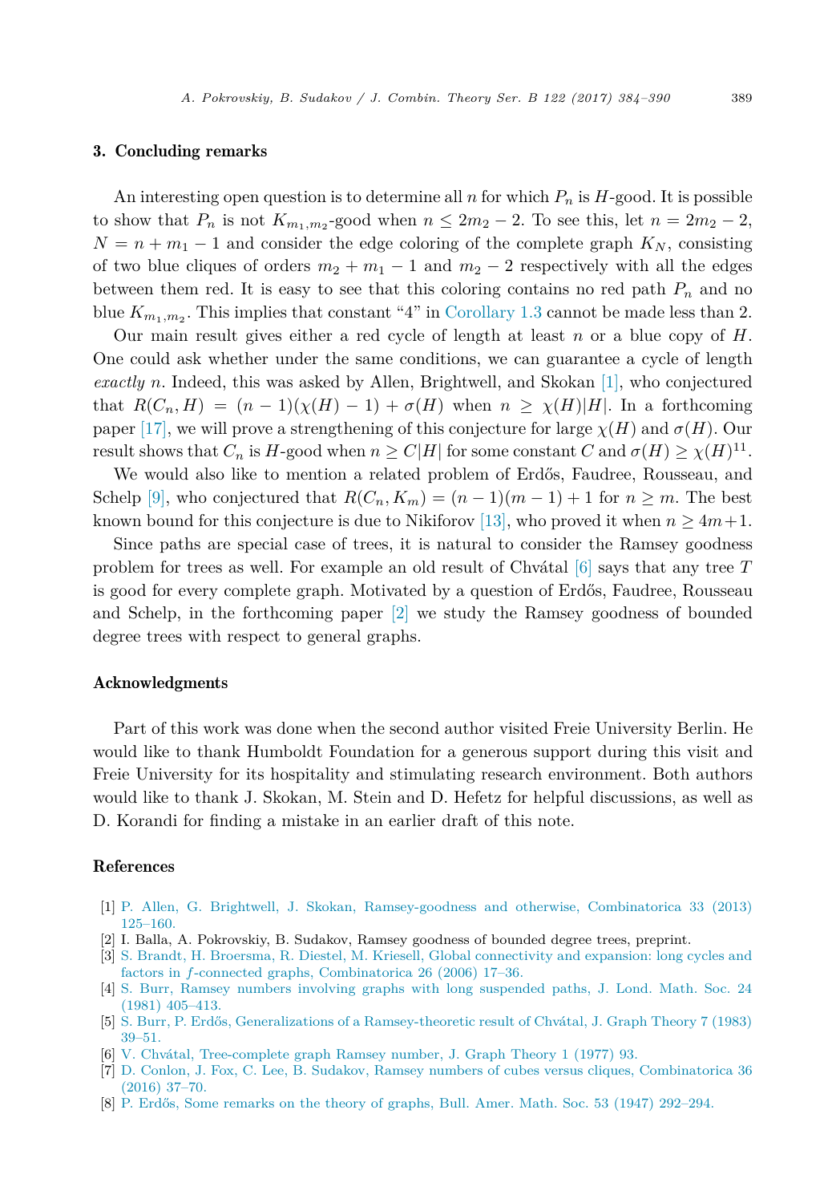## 3. Concluding remarks

An interesting open question is to determine all $n$ for which $P_n$ is $H$-good. It is possible to show that $P_n$ is not $K_{m_1,m_2}$-good when $n \leq 2m_2 - 2$. To see this, let $n = 2m_2 - 2$, $N = n + m_1 - 1$ and consider the edge coloring of the complete graph $K_N$, consisting of two blue cliques of orders $m_2 + m_1 - 1$ and $m_2 - 2$ respectively with all the edges between them red. It is easy to see that this coloring contains no red path $P_n$ and no blue $K_{m_1,m_2}$. This implies that constant "4" in Corollary 1.3 cannot be made less than 2.

Our main result gives either a red cycle of length at least $n$ or a blue copy of $H$. One could ask whether under the same conditions, we can guarantee a cycle of length *exactly* $n$. Indeed, this was asked by Allen, Brightwell, and Skokan [1], who conjectured that $R(C_n, H) = (n-1)(\chi(H) - 1) + \sigma(H)$ when $n \geq \chi(H)|H|$. In a forthcoming paper [17], we will prove a strengthening of this conjecture for large $\chi(H)$ and $\sigma(H)$. Our result shows that $C_n$ is $H$-good when $n \geq C|H|$ for some constant $C$ and $\sigma(H) \geq \chi(H)^{11}$.

We would also like to mention a related problem of Erdős, Faudree, Rousseau, and Schelp [9], who conjectured that $R(C_n, K_m) = (n-1)(m-1) + 1$ for $n \geq m$. The best known bound for this conjecture is due to Nikiforov [13], who proved it when $n \geq 4m+1$.

Since paths are special case of trees, it is natural to consider the Ramsey goodness problem for trees as well. For example an old result of Chvátal [6] says that any tree $T$ is good for every complete graph. Motivated by a question of Erdős, Faudree, Rousseau and Schelp, in the forthcoming paper [2] we study the Ramsey goodness of bounded degree trees with respect to general graphs.

## Acknowledgments

Part of this work was done when the second author visited Freie University Berlin. He would like to thank Humboldt Foundation for a generous support during this visit and Freie University for its hospitality and stimulating research environment. Both authors would like to thank J. Skokan, M. Stein and D. Hefetz for helpful discussions, as well as D. Korandi for finding a mistake in an earlier draft of this note.

## References

[1] P. Allen, G. Brightwell, J. Skokan, Ramsey-goodness and otherwise, Combinatorica 33 (2013) 125–160.

[2] I. Balla, A. Pokrovskiy, B. Sudakov, Ramsey goodness of bounded degree trees, preprint.

[3] S. Brandt, H. Broersma, R. Diestel, M. Kriesell, Global connectivity and expansion: long cycles and factors in $f$-connected graphs, Combinatorica 26 (2006) 17–36.

[4] S. Burr, Ramsey numbers involving graphs with long suspended paths, J. Lond. Math. Soc. 24 (1981) 405–413.

[5] S. Burr, P. Erdős, Generalizations of a Ramsey-theoretic result of Chvátal, J. Graph Theory 7 (1983) 39–51.

[6] V. Chvátal, Tree-complete graph Ramsey number, J. Graph Theory 1 (1977) 93.

[7] D. Conlon, J. Fox, C. Lee, B. Sudakov, Ramsey numbers of cubes versus cliques, Combinatorica 36 (2016) 37–70.

[8] P. Erdős, Some remarks on the theory of graphs, Bull. Amer. Math. Soc. 53 (1947) 292–294.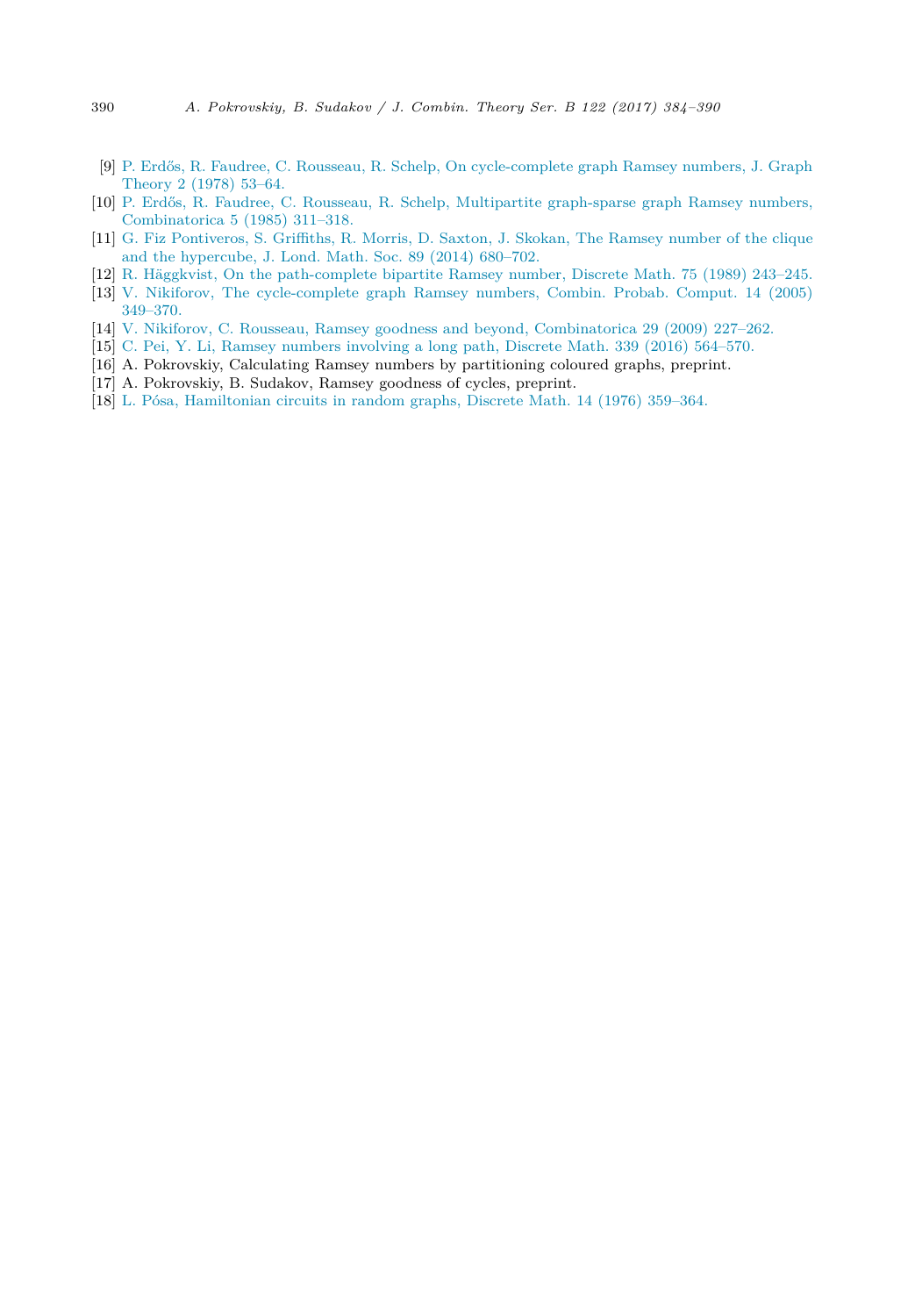[9] P. Erdős, R. Faudree, C. Rousseau, R. Schelp, On cycle-complete graph Ramsey numbers, J. Graph Theory 2 (1978) 53–64.

[10] P. Erdős, R. Faudree, C. Rousseau, R. Schelp, Multipartite graph-sparse graph Ramsey numbers, Combinatorica 5 (1985) 311–318.

[11] G. Fiz Pontiveros, S. Griffiths, R. Morris, D. Saxton, J. Skokan, The Ramsey number of the clique and the hypercube, J. Lond. Math. Soc. 89 (2014) 680–702.

[12] R. Häggkvist, On the path-complete bipartite Ramsey number, Discrete Math. 75 (1989) 243–245.

[13] V. Nikiforov, The cycle-complete graph Ramsey numbers, Combin. Probab. Comput. 14 (2005) 349–370.

[14] V. Nikiforov, C. Rousseau, Ramsey goodness and beyond, Combinatorica 29 (2009) 227–262.

[15] C. Pei, Y. Li, Ramsey numbers involving a long path, Discrete Math. 339 (2016) 564–570.

[16] A. Pokrovskiy, Calculating Ramsey numbers by partitioning coloured graphs, preprint.

[17] A. Pokrovskiy, B. Sudakov, Ramsey goodness of cycles, preprint.

[18] L. Pósa, Hamiltonian circuits in random graphs, Discrete Math. 14 (1976) 359–364.